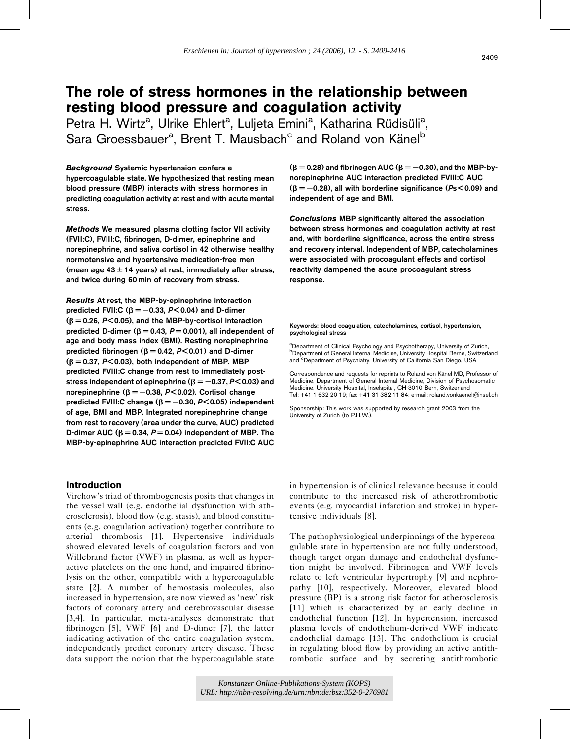Erschienen in: Journal of hypertension ; 24 (2006), 12. - S. 2409-2416

# The role of stress hormones in the relationship between resting blood pressure and coagulation activity

Petra H. Wirtz[a], Ulrike Ehlert[a], Luljeta Emini[a], Katharina Rüdisüli[a], Sara Groessbauer[a], Brent T. Mausbach[c] and Roland von Känel[b]

***Background*** **Systemic hypertension confers a hypercoagulable state. We hypothesized that resting mean blood pressure (MBP) interacts with stress hormones in predicting coagulation activity at rest and with acute mental stress.**

***Methods*** **We measured plasma clotting factor VII activity (FVII:C), FVIII:C, fibrinogen, D-dimer, epinephrine and norepinephrine, and saliva cortisol in 42 otherwise healthy normotensive and hypertensive medication-free men (mean age 43 ± 14 years) at rest, immediately after stress, and twice during 60 min of recovery from stress.**

***Results*** **At rest, the MBP-by-epinephrine interaction predicted FVII:C ($\beta = -0.33$, $P < 0.04$) and D-dimer ($\beta = 0.26$, $P < 0.05$), and the MBP-by-cortisol interaction predicted D-dimer ($\beta = 0.43$, $P = 0.001$), all independent of age and body mass index (BMI). Resting norepinephrine predicted fibrinogen ($\beta = 0.42$, $P < 0.01$) and D-dimer ($\beta = 0.37$, $P < 0.03$), both independent of MBP. MBP predicted FVIII:C change from rest to immediately post-stress independent of epinephrine ($\beta = -0.37$, $P < 0.03$) and norepinephrine ($\beta = -0.38$, $P < 0.02$). Cortisol change predicted FVIII:C change ($\beta = -0.30$, $P < 0.05$) independent of age, BMI and MBP. Integrated norepinephrine change from rest to recovery (area under the curve, AUC) predicted D-dimer AUC ($\beta = 0.34$, $P = 0.04$) independent of MBP. The MBP-by-epinephrine AUC interaction predicted FVII:C AUC ($\beta = 0.28$) and fibrinogen AUC ($\beta = -0.30$), and the MBP-by-norepinephrine AUC interaction predicted FVIII:C AUC ($\beta = -0.28$), all with borderline significance ($Ps < 0.09$) and independent of age and BMI.**

***Conclusions*** **MBP significantly altered the association between stress hormones and coagulation activity at rest and, with borderline significance, across the entire stress and recovery interval. Independent of MBP, catecholamines were associated with procoagulant effects and cortisol reactivity dampened the acute procoagulant stress response.**

**Keywords: blood coagulation, catecholamines, cortisol, hypertension, psychological stress**

[a]Department of Clinical Psychology and Psychotherapy, University of Zurich, [b]Department of General Internal Medicine, University Hospital Berne, Switzerland and [c]Department of Psychiatry, University of California San Diego, USA

Correspondence and requests for reprints to Roland von Känel MD, Professor of Medicine, Department of General Internal Medicine, Division of Psychosomatic Medicine, University Hospital, Inselspital, CH-3010 Bern, Switzerland
Tel: +41 1 632 20 19; fax: +41 31 382 11 84; e-mail: roland.vonkaenel@insel.ch

Sponsorship: This work was supported by research grant 2003 from the University of Zurich (to P.H.W.).

## Introduction

Virchow's triad of thrombogenesis posits that changes in the vessel wall (e.g. endothelial dysfunction with atherosclerosis), blood flow (e.g. stasis), and blood constituents (e.g. coagulation activation) together contribute to arterial thrombosis [1]. Hypertensive individuals showed elevated levels of coagulation factors and von Willebrand factor (VWF) in plasma, as well as hyperactive platelets on the one hand, and impaired fibrinolysis on the other, compatible with a hypercoagulable state [2]. A number of hemostasis molecules, also increased in hypertension, are now viewed as 'new' risk factors of coronary artery and cerebrovascular disease [3,4]. In particular, meta-analyses demonstrate that fibrinogen [5], VWF [6] and D-dimer [7], the latter indicating activation of the entire coagulation system, independently predict coronary artery disease. These data support the notion that the hypercoagulable state in hypertension is of clinical relevance because it could contribute to the increased risk of atherothrombotic events (e.g. myocardial infarction and stroke) in hypertensive individuals [8].

The pathophysiological underpinnings of the hypercoagulable state in hypertension are not fully understood, though target organ damage and endothelial dysfunction might be involved. Fibrinogen and VWF levels relate to left ventricular hypertrophy [9] and nephropathy [10], respectively. Moreover, elevated blood pressure (BP) is a strong risk factor for atherosclerosis [11] which is characterized by an early decline in endothelial function [12]. In hypertension, increased plasma levels of endothelium-derived VWF indicate endothelial damage [13]. The endothelium is crucial in regulating blood flow by providing an active antithrombotic surface and by secreting antithrombotic

Konstanzer Online-Publikations-System (KOPS)
URL: http://nbn-resolving.de/urn:nbn:de:bsz:352-0-276981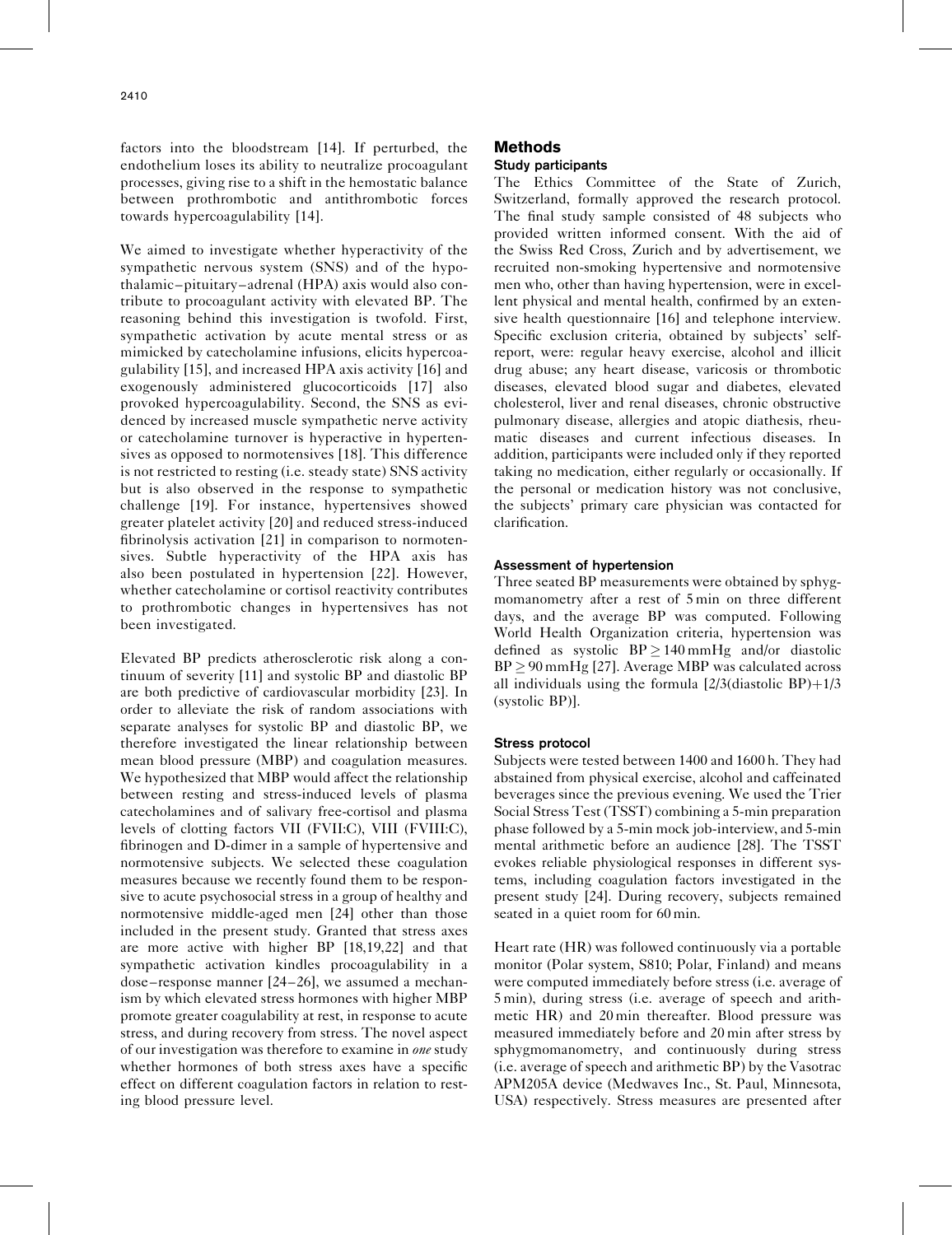factors into the bloodstream [14]. If perturbed, the endothelium loses its ability to neutralize procoagulant processes, giving rise to a shift in the hemostatic balance between prothrombotic and antithrombotic forces towards hypercoagulability [14].

We aimed to investigate whether hyperactivity of the sympathetic nervous system (SNS) and of the hypothalamic–pituitary–adrenal (HPA) axis would also contribute to procoagulant activity with elevated BP. The reasoning behind this investigation is twofold. First, sympathetic activation by acute mental stress or as mimicked by catecholamine infusions, elicits hypercoagulability [15], and increased HPA axis activity [16] and exogenously administered glucocorticoids [17] also provoked hypercoagulability. Second, the SNS as evidenced by increased muscle sympathetic nerve activity or catecholamine turnover is hyperactive in hypertensives as opposed to normotensives [18]. This difference is not restricted to resting (i.e. steady state) SNS activity but is also observed in the response to sympathetic challenge [19]. For instance, hypertensives showed greater platelet activity [20] and reduced stress-induced fibrinolysis activation [21] in comparison to normotensives. Subtle hyperactivity of the HPA axis has also been postulated in hypertension [22]. However, whether catecholamine or cortisol reactivity contributes to prothrombotic changes in hypertensives has not been investigated.

Elevated BP predicts atherosclerotic risk along a continuum of severity [11] and systolic BP and diastolic BP are both predictive of cardiovascular morbidity [23]. In order to alleviate the risk of random associations with separate analyses for systolic BP and diastolic BP, we therefore investigated the linear relationship between mean blood pressure (MBP) and coagulation measures. We hypothesized that MBP would affect the relationship between resting and stress-induced levels of plasma catecholamines and of salivary free-cortisol and plasma levels of clotting factors VII (FVII:C), VIII (FVIII:C), fibrinogen and D-dimer in a sample of hypertensive and normotensive subjects. We selected these coagulation measures because we recently found them to be responsive to acute psychosocial stress in a group of healthy and normotensive middle-aged men [24] other than those included in the present study. Granted that stress axes are more active with higher BP [18,19,22] and that sympathetic activation kindles procoagulability in a dose–response manner [24–26], we assumed a mechanism by which elevated stress hormones with higher MBP promote greater coagulability at rest, in response to acute stress, and during recovery from stress. The novel aspect of our investigation was therefore to examine in *one* study whether hormones of both stress axes have a specific effect on different coagulation factors in relation to resting blood pressure level.

## Methods

### Study participants

The Ethics Committee of the State of Zurich, Switzerland, formally approved the research protocol. The final study sample consisted of 48 subjects who provided written informed consent. With the aid of the Swiss Red Cross, Zurich and by advertisement, we recruited non-smoking hypertensive and normotensive men who, other than having hypertension, were in excellent physical and mental health, confirmed by an extensive health questionnaire [16] and telephone interview. Specific exclusion criteria, obtained by subjects' self-report, were: regular heavy exercise, alcohol and illicit drug abuse; any heart disease, varicosis or thrombotic diseases, elevated blood sugar and diabetes, elevated cholesterol, liver and renal diseases, chronic obstructive pulmonary disease, allergies and atopic diathesis, rheumatic diseases and current infectious diseases. In addition, participants were included only if they reported taking no medication, either regularly or occasionally. If the personal or medication history was not conclusive, the subjects' primary care physician was contacted for clarification.

### Assessment of hypertension

Three seated BP measurements were obtained by sphygmomanometry after a rest of 5 min on three different days, and the average BP was computed. Following World Health Organization criteria, hypertension was defined as systolic $BP \geq 140$ mmHg and/or diastolic $BP \geq 90$ mmHg [27]. Average MBP was calculated across all individuals using the formula [2/3(diastolic BP)+1/3 (systolic BP)].

### Stress protocol

Subjects were tested between 1400 and 1600 h. They had abstained from physical exercise, alcohol and caffeinated beverages since the previous evening. We used the Trier Social Stress Test (TSST) combining a 5-min preparation phase followed by a 5-min mock job-interview, and 5-min mental arithmetic before an audience [28]. The TSST evokes reliable physiological responses in different systems, including coagulation factors investigated in the present study [24]. During recovery, subjects remained seated in a quiet room for 60 min.

Heart rate (HR) was followed continuously via a portable monitor (Polar system, S810; Polar, Finland) and means were computed immediately before stress (i.e. average of 5 min), during stress (i.e. average of speech and arithmetic HR) and 20 min thereafter. Blood pressure was measured immediately before and 20 min after stress by sphygmomanometry, and continuously during stress (i.e. average of speech and arithmetic BP) by the Vasotrac APM205A device (Medwaves Inc., St. Paul, Minnesota, USA) respectively. Stress measures are presented after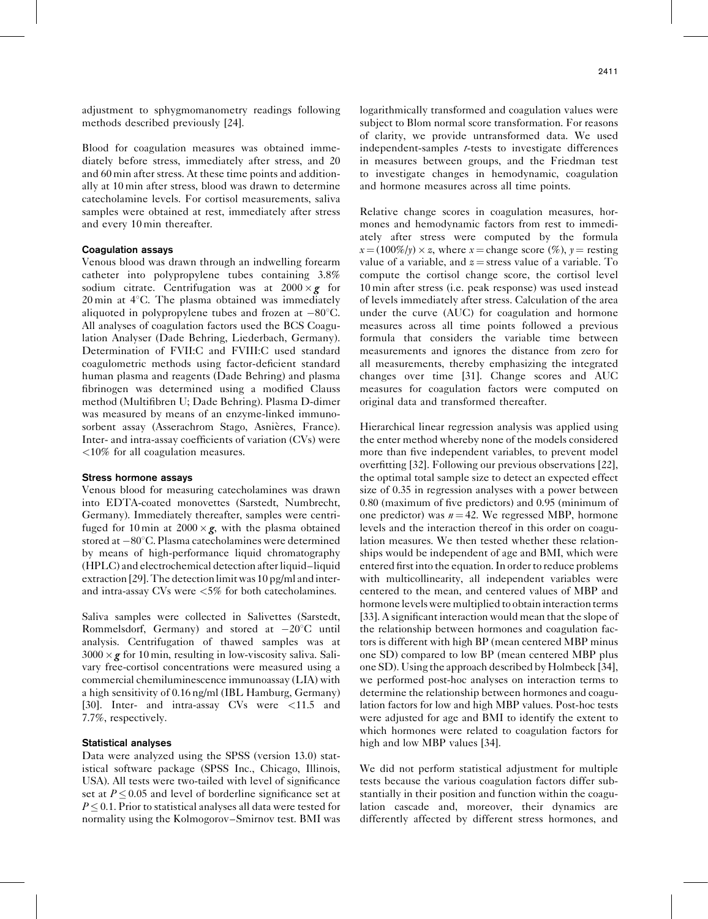adjustment to sphygmomanometry readings following methods described previously [24].

Blood for coagulation measures was obtained immediately before stress, immediately after stress, and 20 and 60 min after stress. At these time points and additionally at 10 min after stress, blood was drawn to determine catecholamine levels. For cortisol measurements, saliva samples were obtained at rest, immediately after stress and every 10 min thereafter.

### Coagulation assays

Venous blood was drawn through an indwelling forearm catheter into polypropylene tubes containing 3.8% sodium citrate. Centrifugation was at $2000 \times g$ for 20 min at 4°C. The plasma obtained was immediately aliquoted in polypropylene tubes and frozen at −80°C. All analyses of coagulation factors used the BCS Coagulation Analyser (Dade Behring, Liederbach, Germany). Determination of FVII:C and FVIII:C used standard coagulometric methods using factor-deficient standard human plasma and reagents (Dade Behring) and plasma fibrinogen was determined using a modified Clauss method (Multifibren U; Dade Behring). Plasma D-dimer was measured by means of an enzyme-linked immunosorbent assay (Asserachrom Stago, Asnières, France). Inter- and intra-assay coefficients of variation (CVs) were <10% for all coagulation measures.

### Stress hormone assays

Venous blood for measuring catecholamines was drawn into EDTA-coated monovettes (Sarstedt, Numbrecht, Germany). Immediately thereafter, samples were centrifuged for 10 min at $2000 \times g$, with the plasma obtained stored at −80°C. Plasma catecholamines were determined by means of high-performance liquid chromatography (HPLC) and electrochemical detection after liquid–liquid extraction [29]. The detection limit was 10 pg/ml and inter- and intra-assay CVs were <5% for both catecholamines.

Saliva samples were collected in Salivettes (Sarstedt, Rommelsdorf, Germany) and stored at −20°C until analysis. Centrifugation of thawed samples was at $3000 \times g$ for 10 min, resulting in low-viscosity saliva. Salivary free-cortisol concentrations were measured using a commercial chemiluminescence immunoassay (LIA) with a high sensitivity of 0.16 ng/ml (IBL Hamburg, Germany) [30]. Inter- and intra-assay CVs were <11.5 and 7.7%, respectively.

### Statistical analyses

Data were analyzed using the SPSS (version 13.0) statistical software package (SPSS Inc., Chicago, Illinois, USA). All tests were two-tailed with level of significance set at $P \leq 0.05$ and level of borderline significance set at $P \leq 0.1$. Prior to statistical analyses all data were tested for normality using the Kolmogorov–Smirnov test. BMI was logarithmically transformed and coagulation values were subject to Blom normal score transformation. For reasons of clarity, we provide untransformed data. We used independent-samples *t*-tests to investigate differences in measures between groups, and the Friedman test to investigate changes in hemodynamic, coagulation and hormone measures across all time points.

Relative change scores in coagulation measures, hormones and hemodynamic factors from rest to immediately after stress were computed by the formula $x = (100\%/y) \times z$, where $x$ = change score (%), $y$ = resting value of a variable, and $z$ = stress value of a variable. To compute the cortisol change score, the cortisol level 10 min after stress (i.e. peak response) was used instead of levels immediately after stress. Calculation of the area under the curve (AUC) for coagulation and hormone measures across all time points followed a previous formula that considers the variable time between measurements and ignores the distance from zero for all measurements, thereby emphasizing the integrated changes over time [31]. Change scores and AUC measures for coagulation factors were computed on original data and transformed thereafter.

Hierarchical linear regression analysis was applied using the enter method whereby none of the models considered more than five independent variables, to prevent model overfitting [32]. Following our previous observations [22], the optimal total sample size to detect an expected effect size of 0.35 in regression analyses with a power between 0.80 (maximum of five predictors) and 0.95 (minimum of one predictor) was $n = 42$. We regressed MBP, hormone levels and the interaction thereof in this order on coagulation measures. We then tested whether these relationships would be independent of age and BMI, which were entered first into the equation. In order to reduce problems with multicollinearity, all independent variables were centered to the mean, and centered values of MBP and hormone levels were multiplied to obtain interaction terms [33]. A significant interaction would mean that the slope of the relationship between hormones and coagulation factors is different with high BP (mean centered MBP minus one SD) compared to low BP (mean centered MBP plus one SD). Using the approach described by Holmbeck [34], we performed post-hoc analyses on interaction terms to determine the relationship between hormones and coagulation factors for low and high MBP values. Post-hoc tests were adjusted for age and BMI to identify the extent to which hormones were related to coagulation factors for high and low MBP values [34].

We did not perform statistical adjustment for multiple tests because the various coagulation factors differ substantially in their position and function within the coagulation cascade and, moreover, their dynamics are differently affected by different stress hormones, and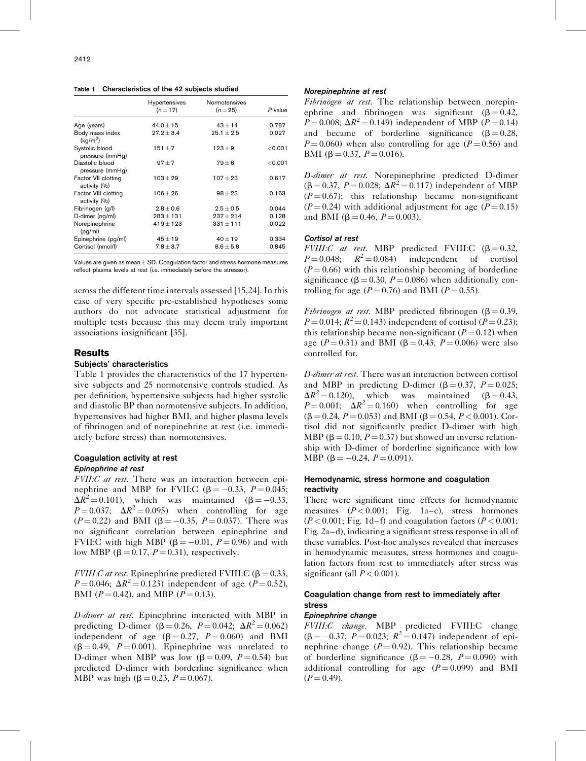Table 1 Characteristics of the 42 subjects studied

| | Hypertensives ($n = 17$) | Normotensives ($n = 25$) | $P$ value |
|---|---|---|---|
| Age (years) | 44.0 ± 15 | 43 ± 14 | 0.787 |
| Body mass index (kg/m$^2$) | 27.2 ± 3.4 | 25.1 ± 2.5 | 0.027 |
| Systolic blood pressure (mmHg) | 151 ± 7 | 123 ± 9 | <0.001 |
| Diastolic blood pressure (mmHg) | 97 ± 7 | 79 ± 6 | <0.001 |
| Factor VII clotting activity (%) | 103 ± 29 | 107 ± 23 | 0.617 |
| Factor VIII clotting activity (%) | 106 ± 26 | 98 ± 23 | 0.163 |
| Fibrinogen (g/l) | 2.8 ± 0.6 | 2.5 ± 0.5 | 0.044 |
| D-dimer (ng/ml) | 283 ± 131 | 237 ± 214 | 0.128 |
| Norepinephrine (pg/ml) | 419 ± 123 | 331 ± 111 | 0.022 |
| Epinephrine (pg/ml) | 45 ± 19 | 40 ± 19 | 0.334 |
| Cortisol (nmol/l) | 7.8 ± 3.7 | 8.6 ± 5.8 | 0.845 |

Values are given as mean ± SD. Coagulation factor and stress hormone measures reflect plasma levels at rest (i.e. immediately before the stressor).

across the different time intervals assessed [15,24]. In this case of very specific pre-established hypotheses some authors do not advocate statistical adjustment for multiple tests because this may deem truly important associations insignificant [35].

## Results

### Subjects' characteristics

Table 1 provides the characteristics of the 17 hypertensive subjects and 25 normotensive controls studied. As per definition, hypertensive subjects had higher systolic and diastolic BP than normotensive subjects. In addition, hypertensives had higher BMI, and higher plasma levels of fibrinogen and of norepinehrine at rest (i.e. immediately before stress) than normotensives.

### Coagulation activity at rest

#### Epinephrine at rest

*FVII:C at rest*. There was an interaction between epinephrine and MBP for FVII:C ($\beta = -0.33$, $P = 0.045$; $\Delta R^2 = 0.101$), which was maintained ($\beta = -0.33$, $P = 0.037$; $\Delta R^2 = 0.095$) when controlling for age ($P = 0.22$) and BMI ($\beta = -0.35$, $P = 0.037$). There was no significant correlation between epinephrine and FVII:C with high MBP ($\beta = -0.01$, $P = 0.96$) and with low MBP ($\beta = 0.17$, $P = 0.31$), respectively.

*FVIII:C at rest*. Epinephrine predicted FVIII:C ($\beta = 0.33$, $P = 0.046$; $\Delta R^2 = 0.123$) independent of age ($P = 0.52$), BMI ($P = 0.42$), and MBP ($P = 0.13$).

*D-dimer at rest*. Epinephrine interacted with MBP in predicting D-dimer ($\beta = 0.26$, $P = 0.042$; $\Delta R^2 = 0.062$) independent of age ($\beta = 0.27$, $P = 0.060$) and BMI ($\beta = 0.49$, $P = 0.001$). Epinephrine was unrelated to D-dimer when MBP was low ($\beta = 0.09$, $P = 0.54$) but predicted D-dimer with borderline significance when MBP was high ($\beta = 0.23$, $P = 0.067$).

#### Norepinephrine at rest

*Fibrinogen at rest*. The relationship between norepinephrine and fibrinogen was significant ($\beta = 0.42$, $P = 0.008$; $\Delta R^2 = 0.149$) independent of MBP ($P = 0.14$) and became of borderline significance ($\beta = 0.28$, $P = 0.060$) when also controlling for age ($P = 0.56$) and BMI ($\beta = 0.37$, $P = 0.016$).

*D-dimer at rest*. Norepinephrine predicted D-dimer ($\beta = 0.37$, $P = 0.028$; $\Delta R^2 = 0.117$) independent of MBP ($P = 0.67$); this relationship became non-significant ($P = 0.24$) with additional adjustment for age ($P = 0.15$) and BMI ($\beta = 0.46$, $P = 0.003$).

#### Cortisol at rest

*FVIII:C at rest*. MBP predicted FVIII:C ($\beta = 0.32$, $P = 0.048$; $R^2 = 0.084$) independent of cortisol ($P = 0.66$) with this relationship becoming of borderline significance ($\beta = 0.30$, $P = 0.086$) when additionally controlling for age ($P = 0.76$) and BMI ($P = 0.55$).

*Fibrinogen at rest*. MBP predicted fibrinogen ($\beta = 0.39$, $P = 0.014$; $R^2 = 0.143$) independent of cortisol ($P = 0.23$); this relationship became non-significant ($P = 0.12$) when age ($P = 0.31$) and BMI ($\beta = 0.43$, $P = 0.006$) were also controlled for.

*D-dimer at rest*. There was an interaction between cortisol and MBP in predicting D-dimer ($\beta = 0.37$, $P = 0.025$; $\Delta R^2 = 0.120$), which was maintained ($\beta = 0.43$, $P = 0.001$; $\Delta R^2 = 0.160$) when controlling for age ($\beta = 0.24$, $P = 0.053$) and BMI ($\beta = 0.54$, $P < 0.001$). Cortisol did not significantly predict D-dimer with high MBP ($\beta = 0.10$, $P = 0.37$) but showed an inverse relationship with D-dimer of borderline significance with low MBP ($\beta = -0.24$, $P = 0.091$).

### Hemodynamic, stress hormone and coagulation reactivity

There were significant time effects for hemodynamic measures ($P < 0.001$; Fig. 1a–c), stress hormones ($P < 0.001$; Fig. 1d–f) and coagulation factors ($P < 0.001$; Fig. 2a–d), indicating a significant stress response in all of these variables. Post-hoc analyses revealed that increases in hemodynamic measures, stress hormones and coagulation factors from rest to immediately after stress was significant (all $P < 0.001$).

### Coagulation change from rest to immediately after stress

#### Epinephrine change

*FVIII:C change*. MBP predicted FVIII:C change ($\beta = -0.37$, $P = 0.023$; $R^2 = 0.147$) independent of epinephrine change ($P = 0.92$). This relationship became of borderline significance ($\beta = -0.28$, $P = 0.090$) with additional controlling for age ($P = 0.099$) and BMI ($P = 0.49$).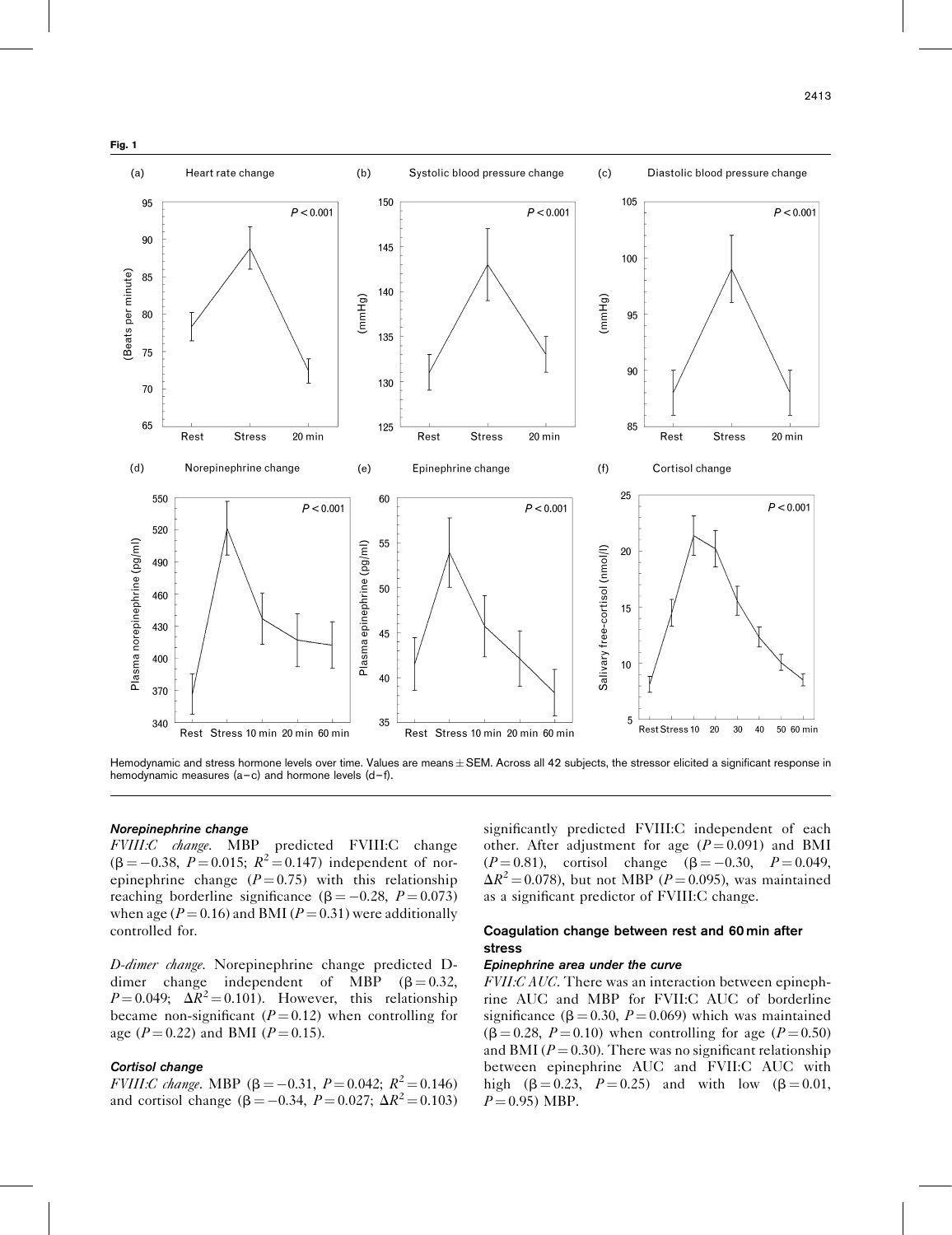**Fig. 1**

Hemodynamic and stress hormone levels over time. Values are means ± SEM. Across all 42 subjects, the stressor elicited a significant response in hemodynamic measures (a–c) and hormone levels (d–f).

#### *Norepinephrine change*

*FVIII:C change*. MBP predicted FVIII:C change ($\beta = -0.38$, $P = 0.015$; $R^2 = 0.147$) independent of norepinephrine change ($P = 0.75$) with this relationship reaching borderline significance ($\beta = -0.28$, $P = 0.073$) when age ($P = 0.16$) and BMI ($P = 0.31$) were additionally controlled for.

*D-dimer change*. Norepinephrine change predicted D-dimer change independent of MBP ($\beta = 0.32$, $P = 0.049$; $\Delta R^2 = 0.101$). However, this relationship became non-significant ($P = 0.12$) when controlling for age ($P = 0.22$) and BMI ($P = 0.15$).

#### *Cortisol change*

*FVIII:C change*. MBP ($\beta = -0.31$, $P = 0.042$; $R^2 = 0.146$) and cortisol change ($\beta = -0.34$, $P = 0.027$; $\Delta R^2 = 0.103$) significantly predicted FVIII:C independent of each other. After adjustment for age ($P = 0.091$) and BMI ($P = 0.81$), cortisol change ($\beta = -0.30$, $P = 0.049$, $\Delta R^2 = 0.078$), but not MBP ($P = 0.095$), was maintained as a significant predictor of FVIII:C change.

### Coagulation change between rest and 60 min after stress

#### *Epinephrine area under the curve*

*FVII:C AUC*. There was an interaction between epinephrine AUC and MBP for FVII:C AUC of borderline significance ($\beta = 0.30$, $P = 0.069$) which was maintained ($\beta = 0.28$, $P = 0.10$) when controlling for age ($P = 0.50$) and BMI ($P = 0.30$). There was no significant relationship between epinephrine AUC and FVII:C AUC with high ($\beta = 0.23$, $P = 0.25$) and with low ($\beta = 0.01$, $P = 0.95$) MBP.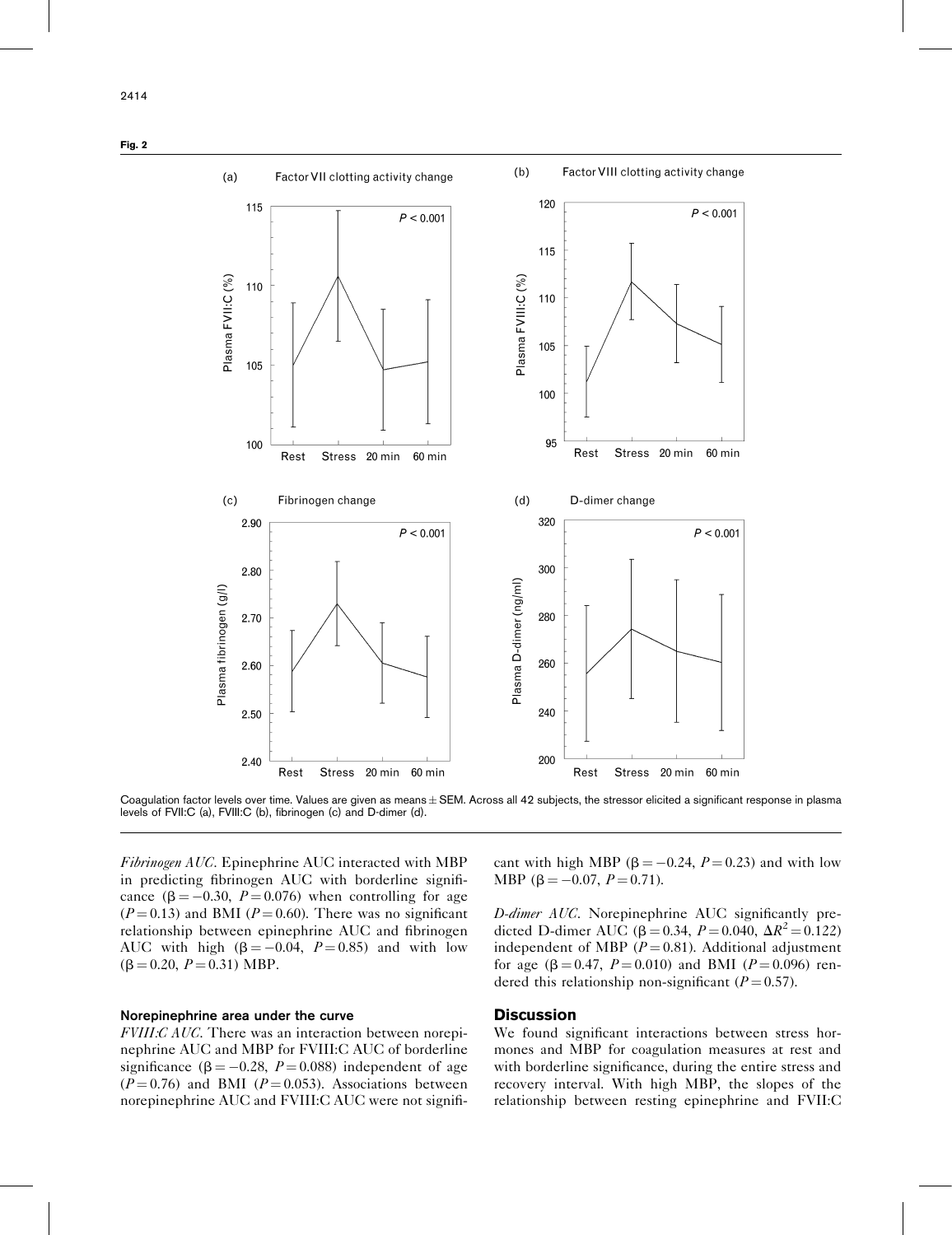**Fig. 2**

Coagulation factor levels over time. Values are given as means ± SEM. Across all 42 subjects, the stressor elicited a significant response in plasma levels of FVII:C (a), FVIII:C (b), fibrinogen (c) and D-dimer (d).

*Fibrinogen AUC*. Epinephrine AUC interacted with MBP in predicting fibrinogen AUC with borderline significance ($\beta = -0.30$, $P = 0.076$) when controlling for age ($P = 0.13$) and BMI ($P = 0.60$). There was no significant relationship between epinephrine AUC and fibrinogen AUC with high ($\beta = -0.04$, $P = 0.85$) and with low ($\beta = 0.20$, $P = 0.31$) MBP.

#### Norepinephrine area under the curve

*FVIII:C AUC*. There was an interaction between norepinephrine AUC and MBP for FVIII:C AUC of borderline significance ($\beta = -0.28$, $P = 0.088$) independent of age ($P = 0.76$) and BMI ($P = 0.053$). Associations between norepinephrine AUC and FVIII:C AUC were not significant with high MBP ($\beta = -0.24$, $P = 0.23$) and with low MBP ($\beta = -0.07$, $P = 0.71$).

*D-dimer AUC*. Norepinephrine AUC significantly predicted D-dimer AUC ($\beta = 0.34$, $P = 0.040$, $\Delta R^2 = 0.122$) independent of MBP ($P = 0.81$). Additional adjustment for age ($\beta = 0.47$, $P = 0.010$) and BMI ($P = 0.096$) rendered this relationship non-significant ($P = 0.57$).

## Discussion

We found significant interactions between stress hormones and MBP for coagulation measures at rest and with borderline significance, during the entire stress and recovery interval. With high MBP, the slopes of the relationship between resting epinephrine and FVII:C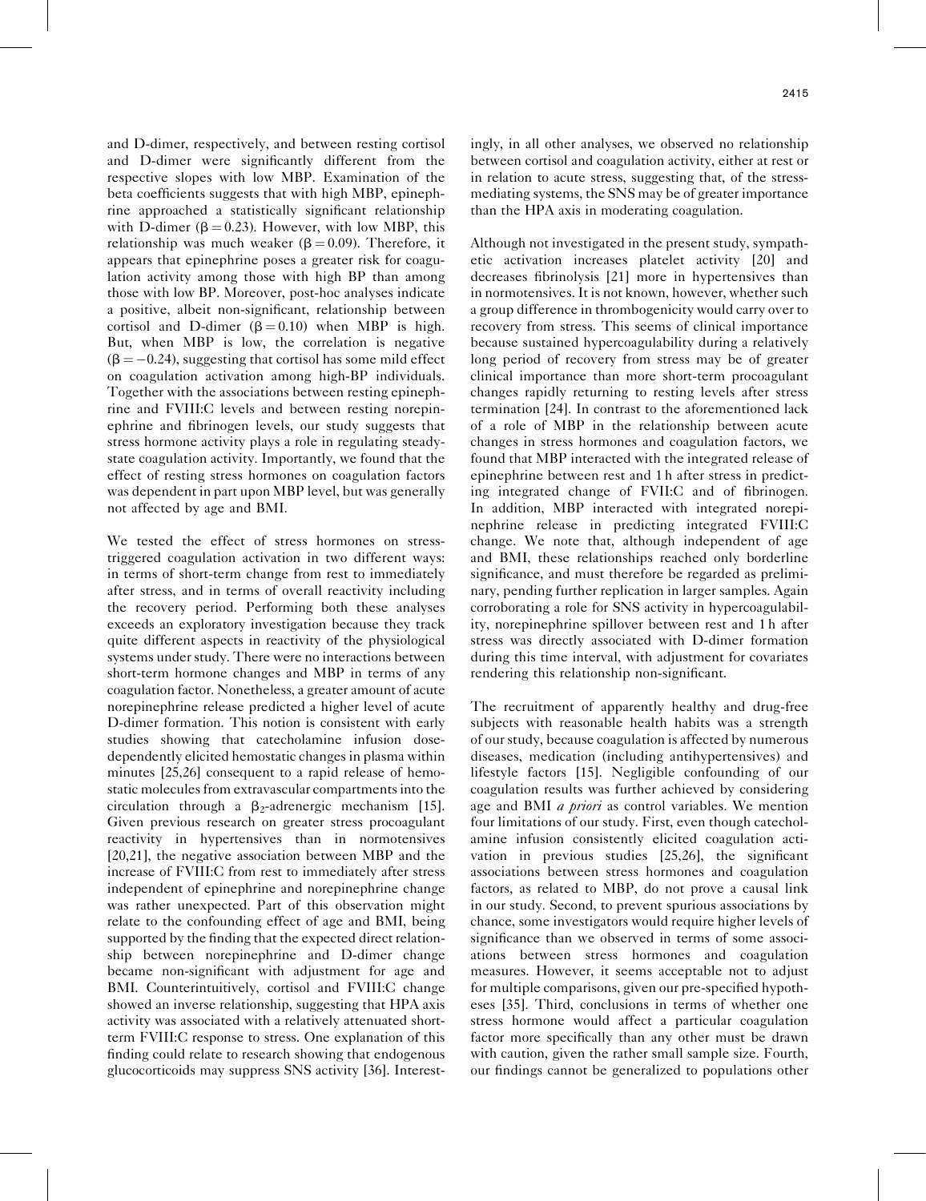and D-dimer, respectively, and between resting cortisol and D-dimer were significantly different from the respective slopes with low MBP. Examination of the beta coefficients suggests that with high MBP, epinephrine approached a statistically significant relationship with D-dimer ($\beta = 0.23$). However, with low MBP, this relationship was much weaker ($\beta = 0.09$). Therefore, it appears that epinephrine poses a greater risk for coagulation activity among those with high BP than among those with low BP. Moreover, post-hoc analyses indicate a positive, albeit non-significant, relationship between cortisol and D-dimer ($\beta = 0.10$) when MBP is high. But, when MBP is low, the correlation is negative ($\beta = -0.24$), suggesting that cortisol has some mild effect on coagulation activation among high-BP individuals. Together with the associations between resting epinephrine and FVIII:C levels and between resting norepinephrine and fibrinogen levels, our study suggests that stress hormone activity plays a role in regulating steady-state coagulation activity. Importantly, we found that the effect of resting stress hormones on coagulation factors was dependent in part upon MBP level, but was generally not affected by age and BMI.

We tested the effect of stress hormones on stress-triggered coagulation activation in two different ways: in terms of short-term change from rest to immediately after stress, and in terms of overall reactivity including the recovery period. Performing both these analyses exceeds an exploratory investigation because they track quite different aspects in reactivity of the physiological systems under study. There were no interactions between short-term hormone changes and MBP in terms of any coagulation factor. Nonetheless, a greater amount of acute norepinephrine release predicted a higher level of acute D-dimer formation. This notion is consistent with early studies showing that catecholamine infusion dose-dependently elicited hemostatic changes in plasma within minutes [25,26] consequent to a rapid release of hemostatic molecules from extravascular compartments into the circulation through a $\beta_2$-adrenergic mechanism [15]. Given previous research on greater stress procoagulant reactivity in hypertensives than in normotensives [20,21], the negative association between MBP and the increase of FVIII:C from rest to immediately after stress independent of epinephrine and norepinephrine change was rather unexpected. Part of this observation might relate to the confounding effect of age and BMI, being supported by the finding that the expected direct relationship between norepinephrine and D-dimer change became non-significant with adjustment for age and BMI. Counterintuitively, cortisol and FVIII:C change showed an inverse relationship, suggesting that HPA axis activity was associated with a relatively attenuated short-term FVIII:C response to stress. One explanation of this finding could relate to research showing that endogenous glucocorticoids may suppress SNS activity [36]. Interestingly, in all other analyses, we observed no relationship between cortisol and coagulation activity, either at rest or in relation to acute stress, suggesting that, of the stress-mediating systems, the SNS may be of greater importance than the HPA axis in moderating coagulation.

Although not investigated in the present study, sympathetic activation increases platelet activity [20] and decreases fibrinolysis [21] more in hypertensives than in normotensives. It is not known, however, whether such a group difference in thrombogenicity would carry over to recovery from stress. This seems of clinical importance because sustained hypercoagulability during a relatively long period of recovery from stress may be of greater clinical importance than more short-term procoagulant changes rapidly returning to resting levels after stress termination [24]. In contrast to the aforementioned lack of a role of MBP in the relationship between acute changes in stress hormones and coagulation factors, we found that MBP interacted with the integrated release of epinephrine between rest and 1 h after stress in predicting integrated change of FVII:C and of fibrinogen. In addition, MBP interacted with integrated norepinephrine release in predicting integrated FVIII:C change. We note that, although independent of age and BMI, these relationships reached only borderline significance, and must therefore be regarded as preliminary, pending further replication in larger samples. Again corroborating a role for SNS activity in hypercoagulability, norepinephrine spillover between rest and 1 h after stress was directly associated with D-dimer formation during this time interval, with adjustment for covariates rendering this relationship non-significant.

The recruitment of apparently healthy and drug-free subjects with reasonable health habits was a strength of our study, because coagulation is affected by numerous diseases, medication (including antihypertensives) and lifestyle factors [15]. Negligible confounding of our coagulation results was further achieved by considering age and BMI *a priori* as control variables. We mention four limitations of our study. First, even though catecholamine infusion consistently elicited coagulation activation in previous studies [25,26], the significant associations between stress hormones and coagulation factors, as related to MBP, do not prove a causal link in our study. Second, to prevent spurious associations by chance, some investigators would require higher levels of significance than we observed in terms of some associations between stress hormones and coagulation measures. However, it seems acceptable not to adjust for multiple comparisons, given our pre-specified hypotheses [35]. Third, conclusions in terms of whether one stress hormone would affect a particular coagulation factor more specifically than any other must be drawn with caution, given the rather small sample size. Fourth, our findings cannot be generalized to populations other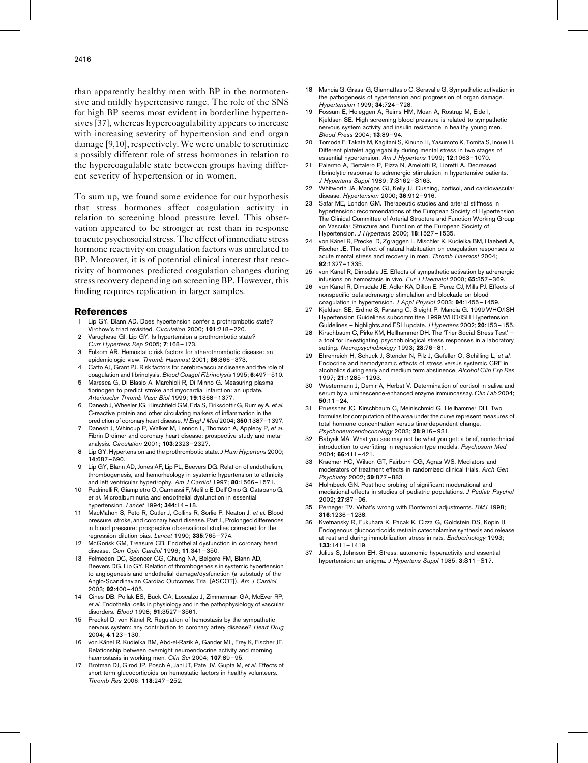than apparently healthy men with BP in the normotensive and mildly hypertensive range. The role of the SNS for high BP seems most evident in borderline hypertensives [37], whereas hypercoagulability appears to increase with increasing severity of hypertension and end organ damage [9,10], respectively. We were unable to scrutinize a possibly different role of stress hormones in relation to the hypercoagulable state between groups having different severity of hypertension or in women.

To sum up, we found some evidence for our hypothesis that stress hormones affect coagulation activity in relation to screening blood pressure level. This observation appeared to be stronger at rest than in response to acute psychosocial stress. The effect of immediate stress hormone reactivity on coagulation factors was unrelated to BP. Moreover, it is of potential clinical interest that reactivity of hormones predicted coagulation changes during stress recovery depending on screening BP. However, this finding requires replication in larger samples.

## References

1. Lip GY, Blann AD. Does hypertension confer a prothrombotic state? Virchow's triad revisited. *Circulation* 2000; **101**:218–220.
2. Varughese GI, Lip GY. Is hypertension a prothrombotic state? *Curr Hypertens Rep* 2005; **7**:168–173.
3. Folsom AR. Hemostatic risk factors for atherothrombotic disease: an epidemiologic view. *Thromb Haemost* 2001; **86**:366–373.
4. Catto AJ, Grant PJ. Risk factors for cerebrovascular disease and the role of coagulation and fibrinolysis. *Blood Coagul Fibrinolysis* 1995; **6**:497–510.
5. Maresca G, Di Blasio A, Marchioli R, Di Minno G. Measuring plasma fibrinogen to predict stroke and myocardial infarction: an update. *Arterioscler Thromb Vasc Biol* 1999; **19**:1368–1377.
6. Danesh J, Wheeler JG, Hirschfield GM, Eda S, Eiriksdottir G, Rumley A, *et al.* C-reactive protein and other circulating markers of inflammation in the prediction of coronary heart disease. *N Engl J Med* 2004; **350**:1387–1397.
7. Danesh J, Whincup P, Walker M, Lennon L, Thomson A, Appleby P, *et al.* Fibrin D-dimer and coronary heart disease: prospective study and meta-analysis. *Circulation* 2001; **103**:2323–2327.
8. Lip GY. Hypertension and the prothrombotic state. *J Hum Hypertens* 2000; **14**:687–690.
9. Lip GY, Blann AD, Jones AF, Lip PL, Beevers DG. Relation of endothelium, thrombogenesis, and hemorheology in systemic hypertension to ethnicity and left ventricular hypertrophy. *Am J Cardiol* 1997; **80**:1566–1571.
10. Pedrinelli R, Giampietro O, Carmassi F, Melillo E, Dell'Omo G, Catapano G, *et al.* Microalbuminuria and endothelial dysfunction in essential hypertension. *Lancet* 1994; **344**:14–18.
11. MacMahon S, Peto R, Cutler J, Collins R, Sorlie P, Neaton J, *et al.* Blood pressure, stroke, and coronary heart disease. Part 1, Prolonged differences in blood pressure: prospective observational studies corrected for the regression dilution bias. *Lancet* 1990; **335**:765–774.
12. McGorisk GM, Treasure CB. Endothelial dysfunction in coronary heart disease. *Curr Opin Cardiol* 1996; **11**:341–350.
13. Felmeden DC, Spencer CG, Chung NA, Belgore FM, Blann AD, Beevers DG, Lip GY. Relation of thrombogenesis in systemic hypertension to angiogenesis and endothelial damage/dysfunction (a substudy of the Anglo-Scandinavian Cardiac Outcomes Trial [ASCOT]). *Am J Cardiol* 2003; **92**:400–405.
14. Cines DB, Pollak ES, Buck CA, Loscalzo J, Zimmerman GA, McEver RP, *et al.* Endothelial cells in physiology and in the pathophysiology of vascular disorders. *Blood* 1998; **91**:3527–3561.
15. Preckel D, von Känel R. Regulation of hemostasis by the sympathetic nervous system: any contribution to coronary artery disease? *Heart Drug* 2004; **4**:123–130.
16. von Känel R, Kudielka BM, Abd-el-Razik A, Gander ML, Frey K, Fischer JE. Relationship between overnight neuroendocrine activity and morning haemostasis in working men. *Clin Sci* 2004; **107**:89–95.
17. Brotman DJ, Girod JP, Posch A, Jani JT, Patel JV, Gupta M, *et al.* Effects of short-term glucocorticoids on hemostatic factors in healthy volunteers. *Thromb Res* 2006; **118**:247–252.
18. Mancia G, Grassi G, Giannattasio C, Seravalle G. Sympathetic activation in the pathogenesis of hypertension and progression of organ damage. *Hypertension* 1999; **34**:724–728.
19. Fossum E, Hoieggen A, Reims HM, Moan A, Rostrup M, Eide I, Kjeldsen SE. High screening blood pressure is related to sympathetic nervous system activity and insulin resistance in healthy young men. *Blood Press* 2004; **13**:89–94.
20. Tomoda F, Takata M, Kagitani S, Kinuno H, Yasumoto K, Tomita S, Inoue H. Different platelet aggregability during mental stress in two stages of essential hypertension. *Am J Hypertens* 1999; **12**:1063–1070.
21. Palermo A, Bertalero P, Pizza N, Amelotti R, Libretti A. Decreased fibrinolytic response to adrenergic stimulation in hypertensive patients. *J Hypertens Suppl* 1989; **7**:S162–S163.
22. Whitworth JA, Mangos GJ, Kelly JJ. Cushing, cortisol, and cardiovascular disease. *Hypertension* 2000; **36**:912–916.
23. Safar ME, London GM. Therapeutic studies and arterial stiffness in hypertension: recommendations of the European Society of Hypertension The Clinical Committee of Arterial Structure and Function Working Group on Vascular Structure and Function of the European Society of Hypertension. *J Hypertens* 2000; **18**:1527–1535.
24. von Känel R, Preckel D, Zgraggen L, Mischler K, Kudielka BM, Haeberli A, Fischer JE. The effect of natural habituation on coagulation responses to acute mental stress and recovery in men. *Thromb Haemost* 2004; **92**:1327–1335.
25. von Känel R, Dimsdale JE. Effects of sympathetic activation by adrenergic infusions on hemostasis in vivo. *Eur J Haematol* 2000; **65**:357–369.
26. von Känel R, Dimsdale JE, Adler KA, Dillon E, Perez CJ, Mills PJ. Effects of nonspecific beta-adrenergic stimulation and blockade on blood coagulation in hypertension. *J Appl Physiol* 2003; **94**:1455–1459.
27. Kjeldsen SE, Erdine S, Farsang C, Sleight P, Mancia G. 1999 WHO/ISH Hypertension Guidelines subcommittee 1999 WHO/ISH Hypertension Guidelines – highlights and ESH update. *J Hypertens* 2002; **20**:153–155.
28. Kirschbaum C, Pirke KM, Hellhammer DH. The 'Trier Social Stress Test' – a tool for investigating psychobiological stress responses in a laboratory setting. *Neuropsychobiology* 1993; **28**:76–81.
29. Ehrenreich H, Schuck J, Stender N, Pilz J, Gefeller O, Schilling L, *et al.* Endocrine and hemodynamic effects of stress versus systemic CRF in alcoholics during early and medium term abstinence. *Alcohol Clin Exp Res* 1997; **21**:1285–1293.
30. Westermann J, Demir A, Herbst V. Determination of cortisol in saliva and serum by a luminescence-enhanced enzyme immunoassay. *Clin Lab* 2004; **50**:11–24.
31. Pruessner JC, Kirschbaum C, Meinlschmid G, Hellhammer DH. Two formulas for computation of the area under the curve represent measures of total hormone concentration versus time-dependent change. *Psychoneuroendocrinology* 2003; **28**:916–931.
32. Babyak MA. What you see may not be what you get: a brief, nontechnical introduction to overfitting in regression-type models. *Psychosom Med* 2004; **66**:411–421.
33. Kraemer HC, Wilson GT, Fairburn CG, Agras WS. Mediators and moderators of treatment effects in randomized clinical trials. *Arch Gen Psychiatry* 2002; **59**:877–883.
34. Holmbeck GN. Post-hoc probing of significant moderational and mediational effects in studies of pediatric populations. *J Pediatr Psychol* 2002; **27**:87–96.
35. Perneger TV. What's wrong with Bonferroni adjustments. *BMJ* 1998; **316**:1236–1238.
36. Kvetnansky R, Fukuhara K, Pacak K, Cizza G, Goldstein DS, Kopin IJ. Endogenous glucocorticoids restrain catecholamine synthesis and release at rest and during immobilization stress in rats. *Endocrinology* 1993; **133**:1411–1419.
37. Julius S, Johnson EH. Stress, autonomic hyperactivity and essential hypertension: an enigma. *J Hypertens Suppl* 1985; **3**:S11–S17.